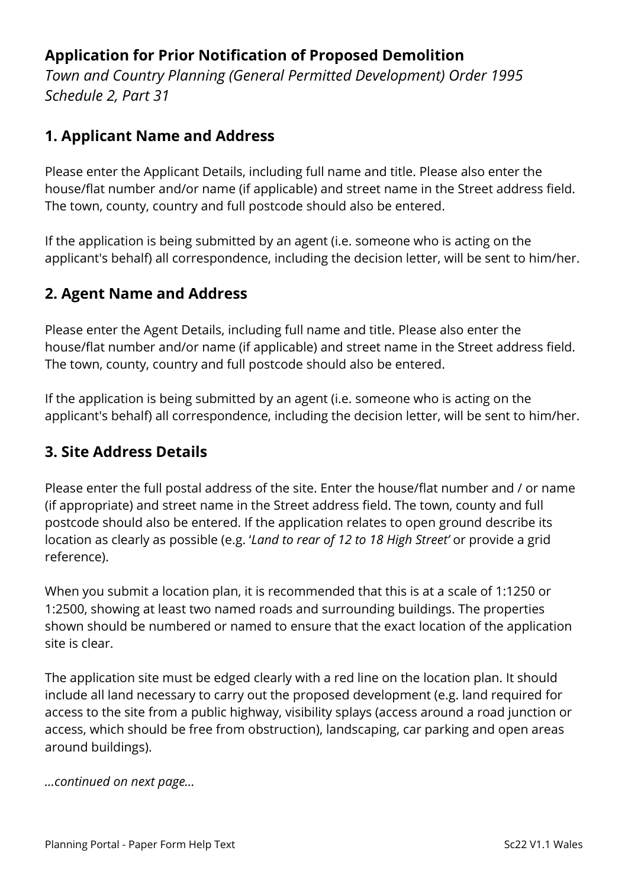## Application for Prior Notification of Proposed Demolition

*Town and Country Planning (General Permitted Development) Order 1995*
*Schedule 2, Part 31*

## 1. Applicant Name and Address

Please enter the Applicant Details, including full name and title. Please also enter the house/flat number and/or name (if applicable) and street name in the Street address field. The town, county, country and full postcode should also be entered.

If the application is being submitted by an agent (i.e. someone who is acting on the applicant's behalf) all correspondence, including the decision letter, will be sent to him/her.

## 2. Agent Name and Address

Please enter the Agent Details, including full name and title. Please also enter the house/flat number and/or name (if applicable) and street name in the Street address field. The town, county, country and full postcode should also be entered.

If the application is being submitted by an agent (i.e. someone who is acting on the applicant's behalf) all correspondence, including the decision letter, will be sent to him/her.

## 3. Site Address Details

Please enter the full postal address of the site. Enter the house/flat number and / or name (if appropriate) and street name in the Street address field. The town, county and full postcode should also be entered. If the application relates to open ground describe its location as clearly as possible (e.g. '*Land to rear of 12 to 18 High Street*' or provide a grid reference).

When you submit a location plan, it is recommended that this is at a scale of 1:1250 or 1:2500, showing at least two named roads and surrounding buildings. The properties shown should be numbered or named to ensure that the exact location of the application site is clear.

The application site must be edged clearly with a red line on the location plan. It should include all land necessary to carry out the proposed development (e.g. land required for access to the site from a public highway, visibility splays (access around a road junction or access, which should be free from obstruction), landscaping, car parking and open areas around buildings).

*...continued on next page...*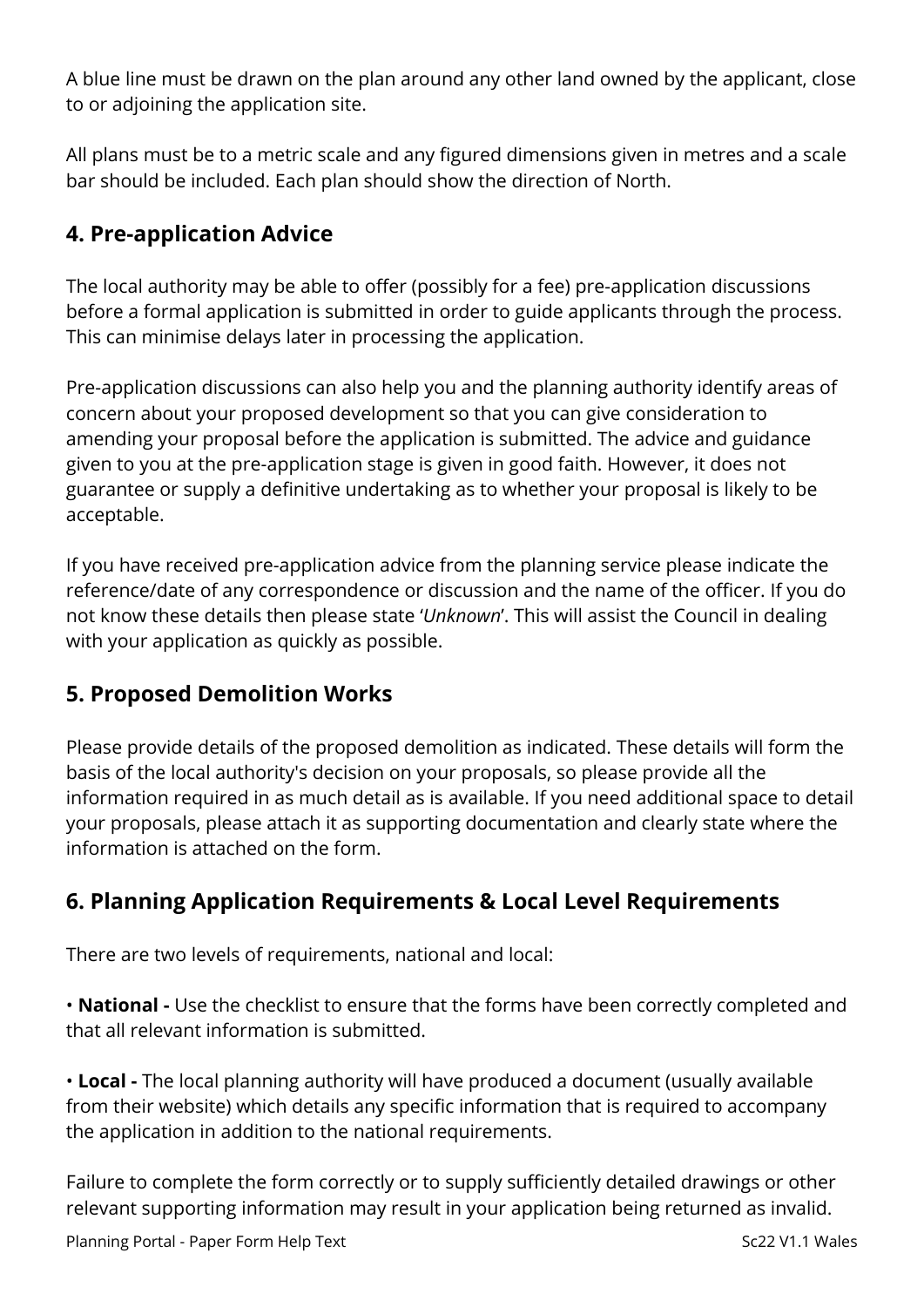A blue line must be drawn on the plan around any other land owned by the applicant, close to or adjoining the application site.

All plans must be to a metric scale and any figured dimensions given in metres and a scale bar should be included. Each plan should show the direction of North.

## 4. Pre-application Advice

The local authority may be able to offer (possibly for a fee) pre-application discussions before a formal application is submitted in order to guide applicants through the process. This can minimise delays later in processing the application.

Pre-application discussions can also help you and the planning authority identify areas of concern about your proposed development so that you can give consideration to amending your proposal before the application is submitted. The advice and guidance given to you at the pre-application stage is given in good faith. However, it does not guarantee or supply a definitive undertaking as to whether your proposal is likely to be acceptable.

If you have received pre-application advice from the planning service please indicate the reference/date of any correspondence or discussion and the name of the officer. If you do not know these details then please state '*Unknown*'. This will assist the Council in dealing with your application as quickly as possible.

## 5. Proposed Demolition Works

Please provide details of the proposed demolition as indicated. These details will form the basis of the local authority's decision on your proposals, so please provide all the information required in as much detail as is available. If you need additional space to detail your proposals, please attach it as supporting documentation and clearly state where the information is attached on the form.

## 6. Planning Application Requirements & Local Level Requirements

There are two levels of requirements, national and local:

• **National -** Use the checklist to ensure that the forms have been correctly completed and that all relevant information is submitted.

• **Local -** The local planning authority will have produced a document (usually available from their website) which details any specific information that is required to accompany the application in addition to the national requirements.

Failure to complete the form correctly or to supply sufficiently detailed drawings or other relevant supporting information may result in your application being returned as invalid.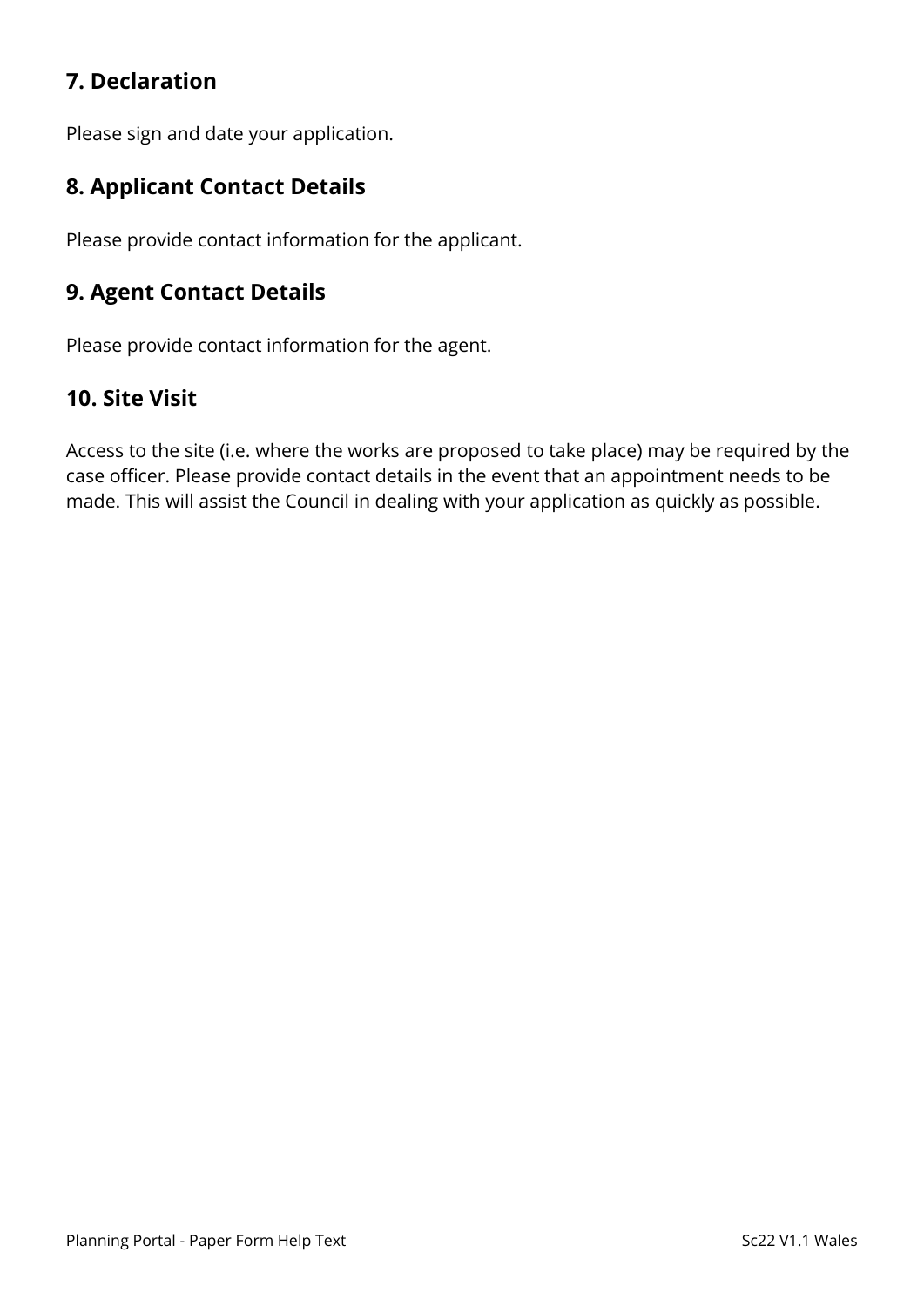## 7. Declaration

Please sign and date your application.

## 8. Applicant Contact Details

Please provide contact information for the applicant.

## 9. Agent Contact Details

Please provide contact information for the agent.

## 10. Site Visit

Access to the site (i.e. where the works are proposed to take place) may be required by the case officer. Please provide contact details in the event that an appointment needs to be made. This will assist the Council in dealing with your application as quickly as possible.